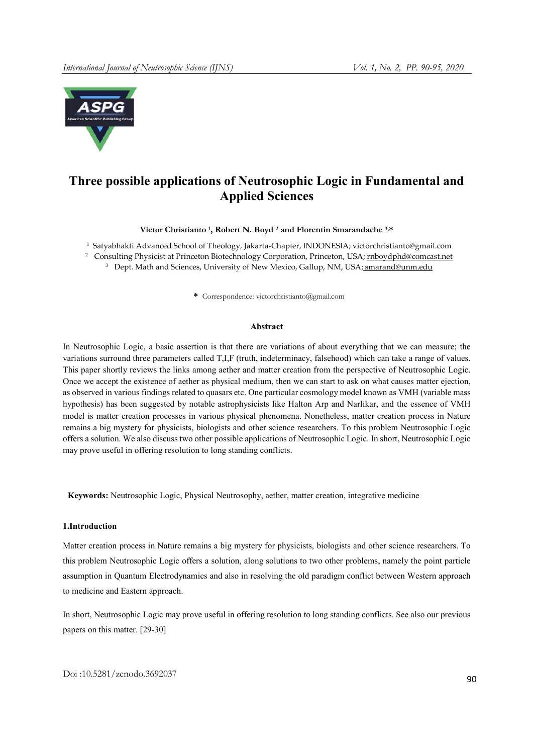# Three possible applications of Neutrosophic Logic in Fundamental and Applied Sciences

**Victor Christianto [1], Robert N. Boyd [2] and Florentin Smarandache [3,*]**

[1] Satyabhakti Advanced School of Theology, Jakarta-Chapter, INDONESIA; victorchristianto@gmail.com
[2] Consulting Physicist at Princeton Biotechnology Corporation, Princeton, USA; rnboydphd@comcast.net
[3] Dept. Math and Sciences, University of New Mexico, Gallup, NM, USA; smarand@unm.edu

* Correspondence: victorchristianto@gmail.com

### Abstract

In Neutrosophic Logic, a basic assertion is that there are variations of about everything that we can measure; the variations surround three parameters called T,I,F (truth, indeterminacy, falsehood) which can take a range of values. This paper shortly reviews the links among aether and matter creation from the perspective of Neutrosophic Logic. Once we accept the existence of aether as physical medium, then we can start to ask on what causes matter ejection, as observed in various findings related to quasars etc. One particular cosmology model known as VMH (variable mass hypothesis) has been suggested by notable astrophysicists like Halton Arp and Narlikar, and the essence of VMH model is matter creation processes in various physical phenomena. Nonetheless, matter creation process in Nature remains a big mystery for physicists, biologists and other science researchers. To this problem Neutrosophic Logic offers a solution. We also discuss two other possible applications of Neutrosophic Logic. In short, Neutrosophic Logic may prove useful in offering resolution to long standing conflicts.

**Keywords:** Neutrosophic Logic, Physical Neutrosophy, aether, matter creation, integrative medicine

## 1.Introduction

Matter creation process in Nature remains a big mystery for physicists, biologists and other science researchers. To this problem Neutrosophic Logic offers a solution, along solutions to two other problems, namely the point particle assumption in Quantum Electrodynamics and also in resolving the old paradigm conflict between Western approach to medicine and Eastern approach.

In short, Neutrosophic Logic may prove useful in offering resolution to long standing conflicts. See also our previous papers on this matter. [29-30]

Doi :10.5281/zenodo.3692037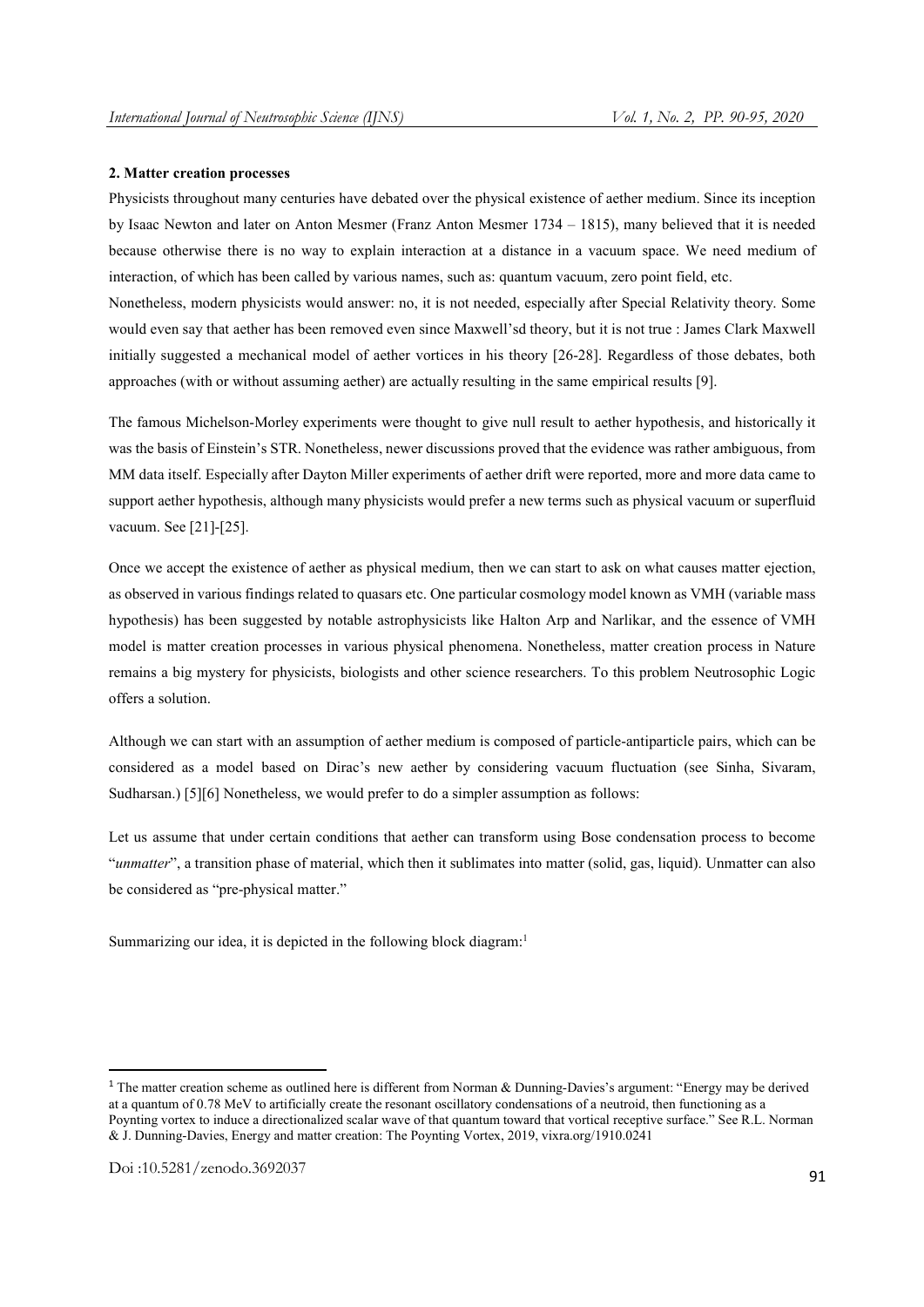**2. Matter creation processes**

Physicists throughout many centuries have debated over the physical existence of aether medium. Since its inception by Isaac Newton and later on Anton Mesmer (Franz Anton Mesmer 1734 – 1815), many believed that it is needed because otherwise there is no way to explain interaction at a distance in a vacuum space. We need medium of interaction, of which has been called by various names, such as: quantum vacuum, zero point field, etc.

Nonetheless, modern physicists would answer: no, it is not needed, especially after Special Relativity theory. Some would even say that aether has been removed even since Maxwell'sd theory, but it is not true : James Clark Maxwell initially suggested a mechanical model of aether vortices in his theory [26-28]. Regardless of those debates, both approaches (with or without assuming aether) are actually resulting in the same empirical results [9].

The famous Michelson-Morley experiments were thought to give null result to aether hypothesis, and historically it was the basis of Einstein's STR. Nonetheless, newer discussions proved that the evidence was rather ambiguous, from MM data itself. Especially after Dayton Miller experiments of aether drift were reported, more and more data came to support aether hypothesis, although many physicists would prefer a new terms such as physical vacuum or superfluid vacuum. See [21]-[25].

Once we accept the existence of aether as physical medium, then we can start to ask on what causes matter ejection, as observed in various findings related to quasars etc. One particular cosmology model known as VMH (variable mass hypothesis) has been suggested by notable astrophysicists like Halton Arp and Narlikar, and the essence of VMH model is matter creation processes in various physical phenomena. Nonetheless, matter creation process in Nature remains a big mystery for physicists, biologists and other science researchers. To this problem Neutrosophic Logic offers a solution.

Although we can start with an assumption of aether medium is composed of particle-antiparticle pairs, which can be considered as a model based on Dirac's new aether by considering vacuum fluctuation (see Sinha, Sivaram, Sudharsan.) [5][6] Nonetheless, we would prefer to do a simpler assumption as follows:

Let us assume that under certain conditions that aether can transform using Bose condensation process to become "*unmatter*", a transition phase of material, which then it sublimates into matter (solid, gas, liquid). Unmatter can also be considered as "pre-physical matter."

Summarizing our idea, it is depicted in the following block diagram:[1]

---

[1] The matter creation scheme as outlined here is different from Norman & Dunning-Davies's argument: "Energy may be derived at a quantum of 0.78 MeV to artificially create the resonant oscillatory condensations of a neutroid, then functioning as a Poynting vortex to induce a directionalized scalar wave of that quantum toward that vortical receptive surface." See R.L. Norman & J. Dunning-Davies, Energy and matter creation: The Poynting Vortex, 2019, vixra.org/1910.0241

Doi :10.5281/zenodo.3692037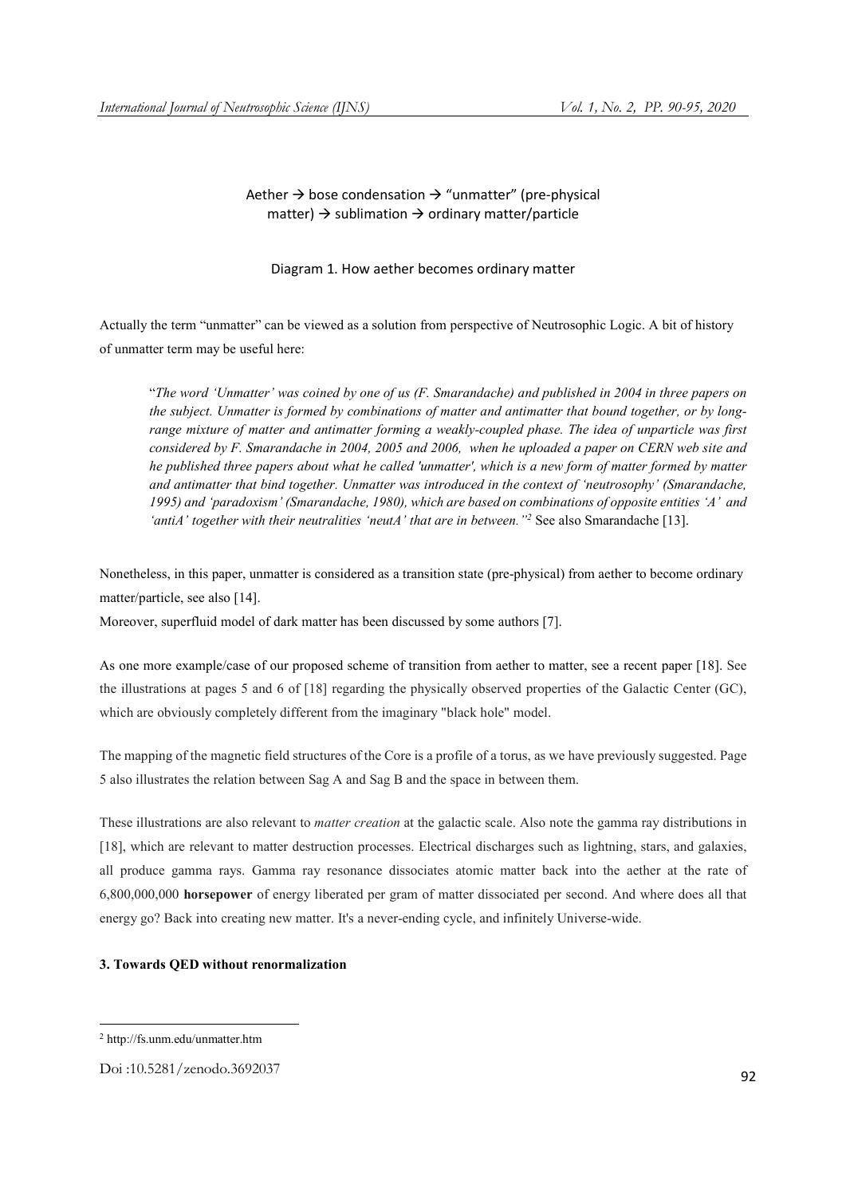Aether → bose condensation → "unmatter" (pre-physical matter) → sublimation → ordinary matter/particle

Diagram 1. How aether becomes ordinary matter

Actually the term "unmatter" can be viewed as a solution from perspective of Neutrosophic Logic. A bit of history of unmatter term may be useful here:

> "*The word 'Unmatter' was coined by one of us (F. Smarandache) and published in 2004 in three papers on the subject. Unmatter is formed by combinations of matter and antimatter that bound together, or by long-range mixture of matter and antimatter forming a weakly-coupled phase. The idea of unparticle was first considered by F. Smarandache in 2004, 2005 and 2006, when he uploaded a paper on CERN web site and he published three papers about what he called 'unmatter', which is a new form of matter formed by matter and antimatter that bind together. Unmatter was introduced in the context of 'neutrosophy' (Smarandache, 1995) and 'paradoxism' (Smarandache, 1980), which are based on combinations of opposite entities 'A' and 'antiA' together with their neutralities 'neutA' that are in between.*"[2] See also Smarandache [13].

Nonetheless, in this paper, unmatter is considered as a transition state (pre-physical) from aether to become ordinary matter/particle, see also [14].

Moreover, superfluid model of dark matter has been discussed by some authors [7].

As one more example/case of our proposed scheme of transition from aether to matter, see a recent paper [18]. See the illustrations at pages 5 and 6 of [18] regarding the physically observed properties of the Galactic Center (GC), which are obviously completely different from the imaginary "black hole" model.

The mapping of the magnetic field structures of the Core is a profile of a torus, as we have previously suggested. Page 5 also illustrates the relation between Sag A and Sag B and the space in between them.

These illustrations are also relevant to *matter creation* at the galactic scale. Also note the gamma ray distributions in [18], which are relevant to matter destruction processes. Electrical discharges such as lightning, stars, and galaxies, all produce gamma rays. Gamma ray resonance dissociates atomic matter back into the aether at the rate of 6,800,000,000 **horsepower** of energy liberated per gram of matter dissociated per second. And where does all that energy go? Back into creating new matter. It's a never-ending cycle, and infinitely Universe-wide.

### 3. Towards QED without renormalization

---

[2] http://fs.unm.edu/unmatter.htm

Doi :10.5281/zenodo.3692037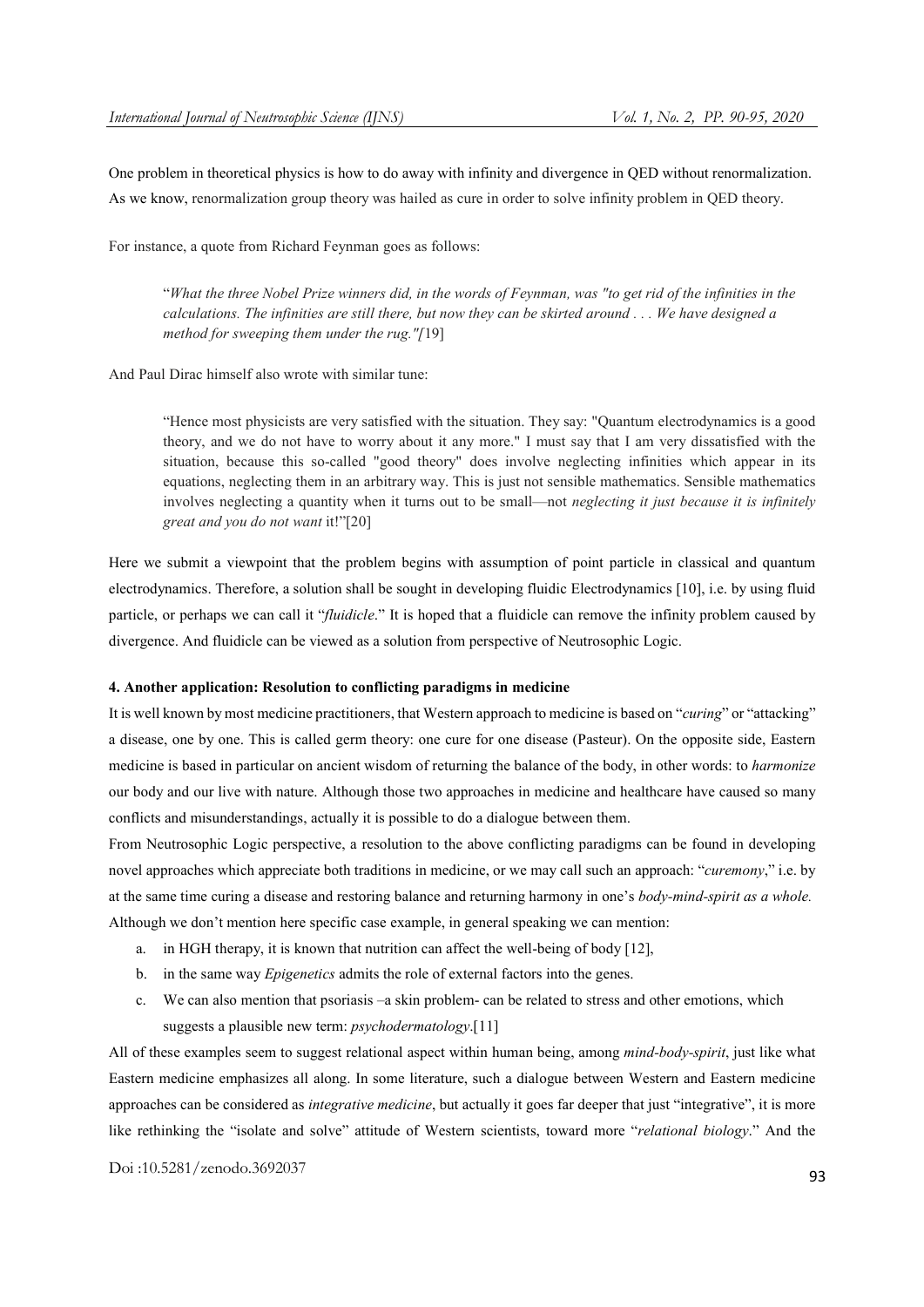One problem in theoretical physics is how to do away with infinity and divergence in QED without renormalization. As we know, renormalization group theory was hailed as cure in order to solve infinity problem in QED theory.

For instance, a quote from Richard Feynman goes as follows:

> "*What the three Nobel Prize winners did, in the words of Feynman, was "to get rid of the infinities in the calculations. The infinities are still there, but now they can be skirted around . . . We have designed a method for sweeping them under the rug."[*19]

And Paul Dirac himself also wrote with similar tune:

> "Hence most physicists are very satisfied with the situation. They say: "Quantum electrodynamics is a good theory, and we do not have to worry about it any more." I must say that I am very dissatisfied with the situation, because this so-called "good theory" does involve neglecting infinities which appear in its equations, neglecting them in an arbitrary way. This is just not sensible mathematics. Sensible mathematics involves neglecting a quantity when it turns out to be small—not *neglecting it just because it is infinitely great and you do not want* it!"[20]

Here we submit a viewpoint that the problem begins with assumption of point particle in classical and quantum electrodynamics. Therefore, a solution shall be sought in developing fluidic Electrodynamics [10], i.e. by using fluid particle, or perhaps we can call it "*fluidicle*." It is hoped that a fluidicle can remove the infinity problem caused by divergence. And fluidicle can be viewed as a solution from perspective of Neutrosophic Logic.

## 4. Another application: Resolution to conflicting paradigms in medicine

It is well known by most medicine practitioners, that Western approach to medicine is based on "*curing*" or "attacking" a disease, one by one. This is called germ theory: one cure for one disease (Pasteur). On the opposite side, Eastern medicine is based in particular on ancient wisdom of returning the balance of the body, in other words: to *harmonize* our body and our live with nature. Although those two approaches in medicine and healthcare have caused so many conflicts and misunderstandings, actually it is possible to do a dialogue between them.

From Neutrosophic Logic perspective, a resolution to the above conflicting paradigms can be found in developing novel approaches which appreciate both traditions in medicine, or we may call such an approach: "*curemony*," i.e. by at the same time curing a disease and restoring balance and returning harmony in one's *body-mind-spirit as a whole.*

Although we don't mention here specific case example, in general speaking we can mention:

a. in HGH therapy, it is known that nutrition can affect the well-being of body [12],
b. in the same way *Epigenetics* admits the role of external factors into the genes.
c. We can also mention that psoriasis –a skin problem- can be related to stress and other emotions, which suggests a plausible new term: *psychodermatology*.[11]

All of these examples seem to suggest relational aspect within human being, among *mind-body-spirit*, just like what Eastern medicine emphasizes all along. In some literature, such a dialogue between Western and Eastern medicine approaches can be considered as *integrative medicine*, but actually it goes far deeper that just "integrative", it is more like rethinking the "isolate and solve" attitude of Western scientists, toward more "*relational biology*." And the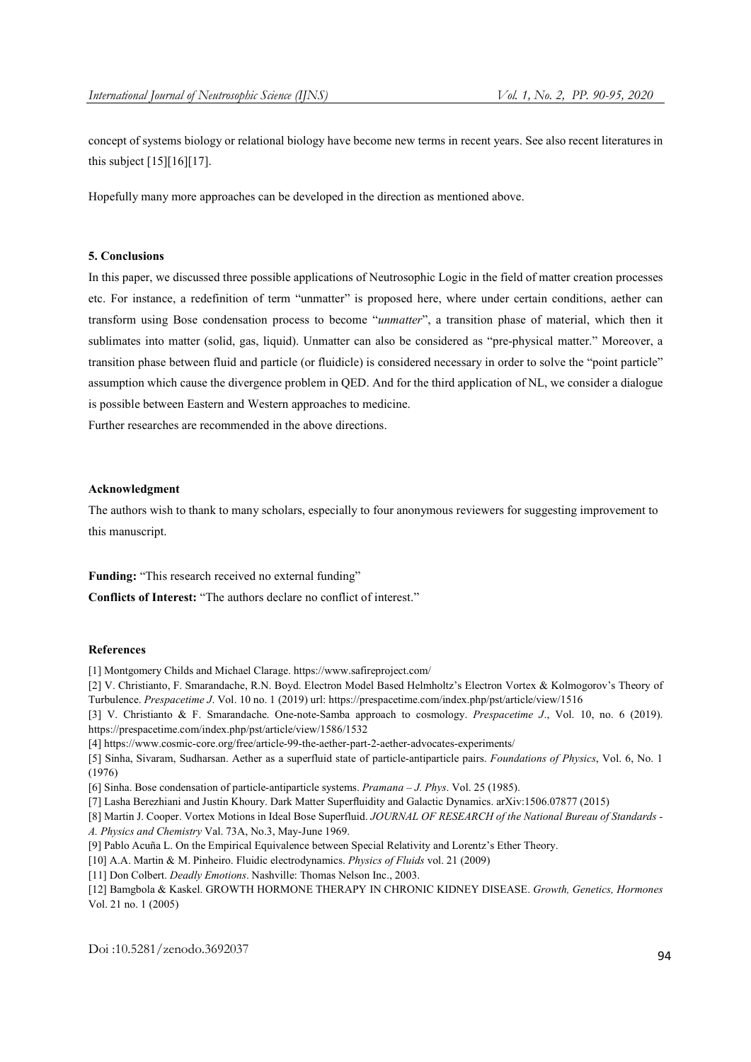concept of systems biology or relational biology have become new terms in recent years. See also recent literatures in this subject [15][16][17].

Hopefully many more approaches can be developed in the direction as mentioned above.

## 5. Conclusions

In this paper, we discussed three possible applications of Neutrosophic Logic in the field of matter creation processes etc. For instance, a redefinition of term "unmatter" is proposed here, where under certain conditions, aether can transform using Bose condensation process to become "*unmatter*", a transition phase of material, which then it sublimates into matter (solid, gas, liquid). Unmatter can also be considered as "pre-physical matter." Moreover, a transition phase between fluid and particle (or fluidicle) is considered necessary in order to solve the "point particle" assumption which cause the divergence problem in QED. And for the third application of NL, we consider a dialogue is possible between Eastern and Western approaches to medicine.

Further researches are recommended in the above directions.

## Acknowledgment

The authors wish to thank to many scholars, especially to four anonymous reviewers for suggesting improvement to this manuscript.

**Funding:** "This research received no external funding"

**Conflicts of Interest:** "The authors declare no conflict of interest."

## References

[1] Montgomery Childs and Michael Clarage. https://www.safireproject.com/

[2] V. Christianto, F. Smarandache, R.N. Boyd. Electron Model Based Helmholtz's Electron Vortex & Kolmogorov's Theory of Turbulence. *Prespacetime J*. Vol. 10 no. 1 (2019) url: https://prespacetime.com/index.php/pst/article/view/1516

[3] V. Christianto & F. Smarandache. One-note-Samba approach to cosmology. *Prespacetime J*., Vol. 10, no. 6 (2019). https://prespacetime.com/index.php/pst/article/view/1586/1532

[4] https://www.cosmic-core.org/free/article-99-the-aether-part-2-aether-advocates-experiments/

[5] Sinha, Sivaram, Sudharsan. Aether as a superfluid state of particle-antiparticle pairs. *Foundations of Physics*, Vol. 6, No. 1 (1976)

[6] Sinha. Bose condensation of particle-antiparticle systems. *Pramana – J. Phys*. Vol. 25 (1985).

[7] Lasha Berezhiani and Justin Khoury. Dark Matter Superfluidity and Galactic Dynamics. arXiv:1506.07877 (2015)

[8] Martin J. Cooper. Vortex Motions in Ideal Bose Superfluid. *JOURNAL OF RESEARCH of the National Bureau of Standards - A. Physics and Chemistry* Val. 73A, No.3, May-June 1969.

[9] Pablo Acuña L. On the Empirical Equivalence between Special Relativity and Lorentz's Ether Theory.

[10] A.A. Martin & M. Pinheiro. Fluidic electrodynamics. *Physics of Fluids* vol. 21 (2009)

[11] Don Colbert. *Deadly Emotions*. Nashville: Thomas Nelson Inc., 2003.

[12] Bamgbola & Kaskel. GROWTH HORMONE THERAPY IN CHRONIC KIDNEY DISEASE. *Growth, Genetics, Hormones* Vol. 21 no. 1 (2005)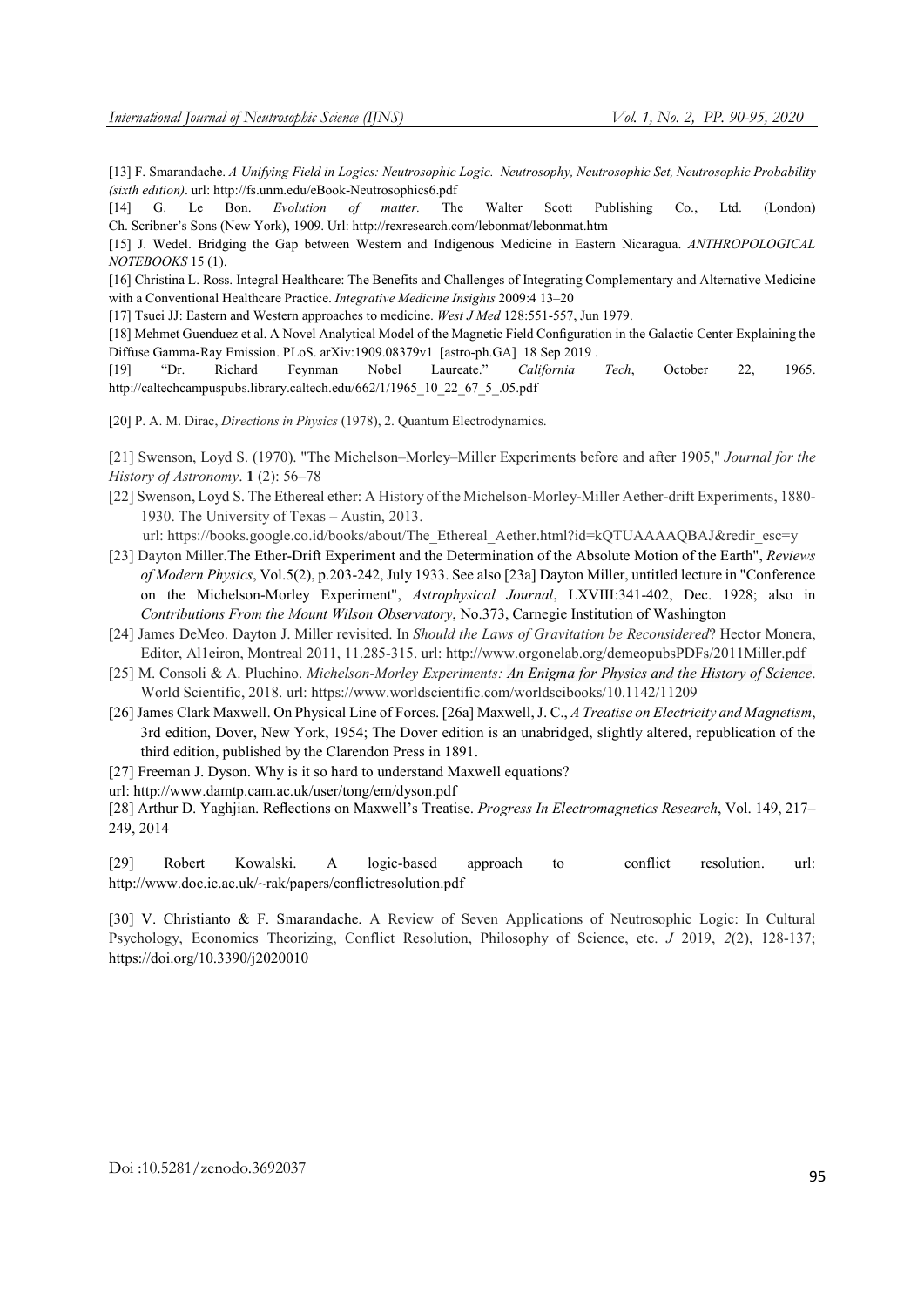[13] F. Smarandache. *A Unifying Field in Logics: Neutrosophic Logic. Neutrosophy, Neutrosophic Set, Neutrosophic Probability (sixth edition)*. url: http://fs.unm.edu/eBook-Neutrosophics6.pdf

[14] G. Le Bon. *Evolution of matter.* The Walter Scott Publishing Co., Ltd. (London) Ch. Scribner's Sons (New York), 1909. Url: http://rexresearch.com/lebonmat/lebonmat.htm

[15] J. Wedel. Bridging the Gap between Western and Indigenous Medicine in Eastern Nicaragua. *ANTHROPOLOGICAL NOTEBOOKS* 15 (1).

[16] Christina L. Ross. Integral Healthcare: The Benefits and Challenges of Integrating Complementary and Alternative Medicine with a Conventional Healthcare Practice. *Integrative Medicine Insights* 2009:4 13–20

[17] Tsuei JJ: Eastern and Western approaches to medicine. *West J Med* 128:551-557, Jun 1979.

[18] Mehmet Guenduez et al. A Novel Analytical Model of the Magnetic Field Configuration in the Galactic Center Explaining the Diffuse Gamma-Ray Emission. PLoS. arXiv:1909.08379v1 [astro-ph.GA] 18 Sep 2019 .

[19] "Dr. Richard Feynman Nobel Laureate." *California Tech*, October 22, 1965. http://caltechcampuspubs.library.caltech.edu/662/1/1965_10_22_67_5_.05.pdf

[20] P. A. M. Dirac, *Directions in Physics* (1978), 2. Quantum Electrodynamics.

[21] Swenson, Loyd S. (1970). "The Michelson–Morley–Miller Experiments before and after 1905," *Journal for the History of Astronomy*. **1** (2): 56–78

[22] Swenson, Loyd S. The Ethereal ether: A History of the Michelson-Morley-Miller Aether-drift Experiments, 1880-1930. The University of Texas – Austin, 2013.
url: https://books.google.co.id/books/about/The_Ethereal_Aether.html?id=kQTUAAAAQBAJ&redir_esc=y

[23] Dayton Miller.The Ether-Drift Experiment and the Determination of the Absolute Motion of the Earth", *Reviews of Modern Physics*, Vol.5(2), p.203-242, July 1933. See also [23a] Dayton Miller, untitled lecture in "Conference on the Michelson-Morley Experiment", *Astrophysical Journal*, LXVIII:341-402, Dec. 1928; also in *Contributions From the Mount Wilson Observatory*, No.373, Carnegie Institution of Washington

[24] James DeMeo. Dayton J. Miller revisited. In *Should the Laws of Gravitation be Reconsidered*? Hector Monera, Editor, Al1eiron, Montreal 2011, 11.285-315. url: http://www.orgonelab.org/demeopubsPDFs/2011Miller.pdf

[25] M. Consoli & A. Pluchino. *Michelson-Morley Experiments: An Enigma for Physics and the History of Science*. World Scientific, 2018. url: https://www.worldscientific.com/worldscibooks/10.1142/11209

[26] James Clark Maxwell. On Physical Line of Forces. [26a] Maxwell, J. C., *A Treatise on Electricity and Magnetism*, 3rd edition, Dover, New York, 1954; The Dover edition is an unabridged, slightly altered, republication of the third edition, published by the Clarendon Press in 1891.

[27] Freeman J. Dyson. Why is it so hard to understand Maxwell equations?
url: http://www.damtp.cam.ac.uk/user/tong/em/dyson.pdf

[28] Arthur D. Yaghjian. Reflections on Maxwell's Treatise. *Progress In Electromagnetics Research*, Vol. 149, 217–249, 2014

[29] Robert Kowalski. A logic-based approach to conflict resolution. url: http://www.doc.ic.ac.uk/~rak/papers/conflictresolution.pdf

[30] V. Christianto & F. Smarandache. A Review of Seven Applications of Neutrosophic Logic: In Cultural Psychology, Economics Theorizing, Conflict Resolution, Philosophy of Science, etc. *J* 2019, *2*(2), 128-137; https://doi.org/10.3390/j2020010